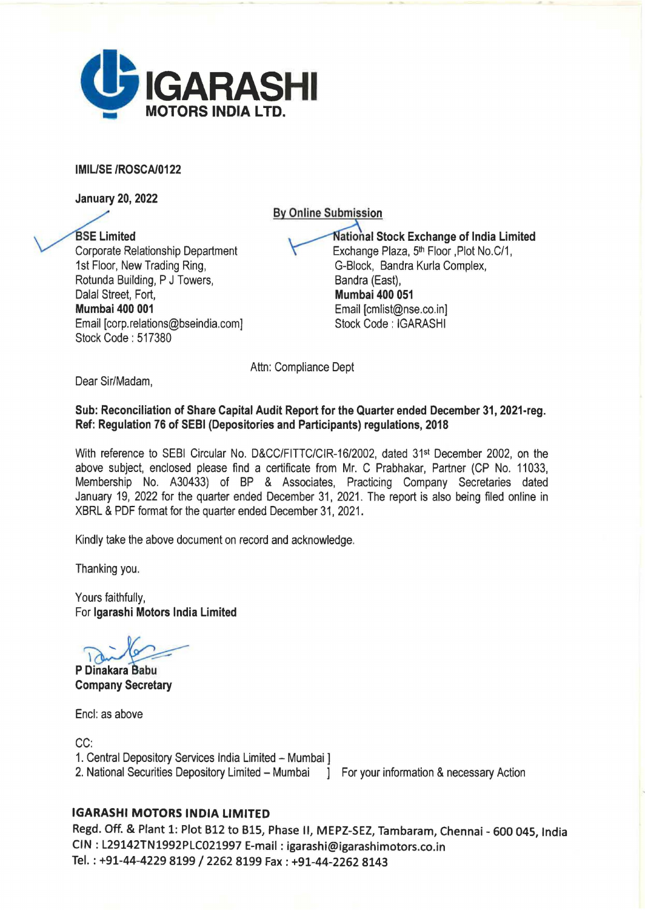# IGARASHI MOTORS INDIA LTD.

**IMIL/SE /ROSCA/0122**

**January 20, 2022**

**By Online Submission**

**BSE Limited**
Corporate Relationship Department
1st Floor, New Trading Ring,
Rotunda Building, P J Towers,
Dalal Street, Fort,
**Mumbai 400 001**
Email [corp.relations@bseindia.com]
Stock Code : 517380

**National Stock Exchange of India Limited**
Exchange Plaza, 5th Floor ,Plot No.C/1,
G-Block, Bandra Kurla Complex,
Bandra (East),
**Mumbai 400 051**
Email [cmlist@nse.co.in]
Stock Code : IGARASHI

Attn: Compliance Dept

Dear Sir/Madam,

**Sub: Reconciliation of Share Capital Audit Report for the Quarter ended December 31, 2021-reg.**
**Ref: Regulation 76 of SEBI (Depositories and Participants) regulations, 2018**

With reference to SEBI Circular No. D&CC/FITTC/CIR-16/2002, dated 31st December 2002, on the above subject, enclosed please find a certificate from Mr. C Prabhakar, Partner (CP No. 11033, Membership No. A30433) of BP & Associates, Practicing Company Secretaries dated January 19, 2022 for the quarter ended December 31, 2021. The report is also being filed online in XBRL & PDF format for the quarter ended December 31, 2021.

Kindly take the above document on record and acknowledge.

Thanking you.

Yours faithfully,
For **Igarashi Motors India Limited**

**P Dinakara Babu**
**Company Secretary**

Encl: as above

CC:
1. Central Depository Services India Limited – Mumbai ]
2. National Securities Depository Limited – Mumbai ] For your information & necessary Action

**IGARASHI MOTORS INDIA LIMITED**
Regd. Off. & Plant 1: Plot B12 to B15, Phase II, MEPZ-SEZ, Tambaram, Chennai - 600 045, India
CIN : L29142TN1992PLC021997 E-mail : igarashi@igarashimotors.co.in
Tel. : +91-44-4229 8199 / 2262 8199 Fax : +91-44-2262 8143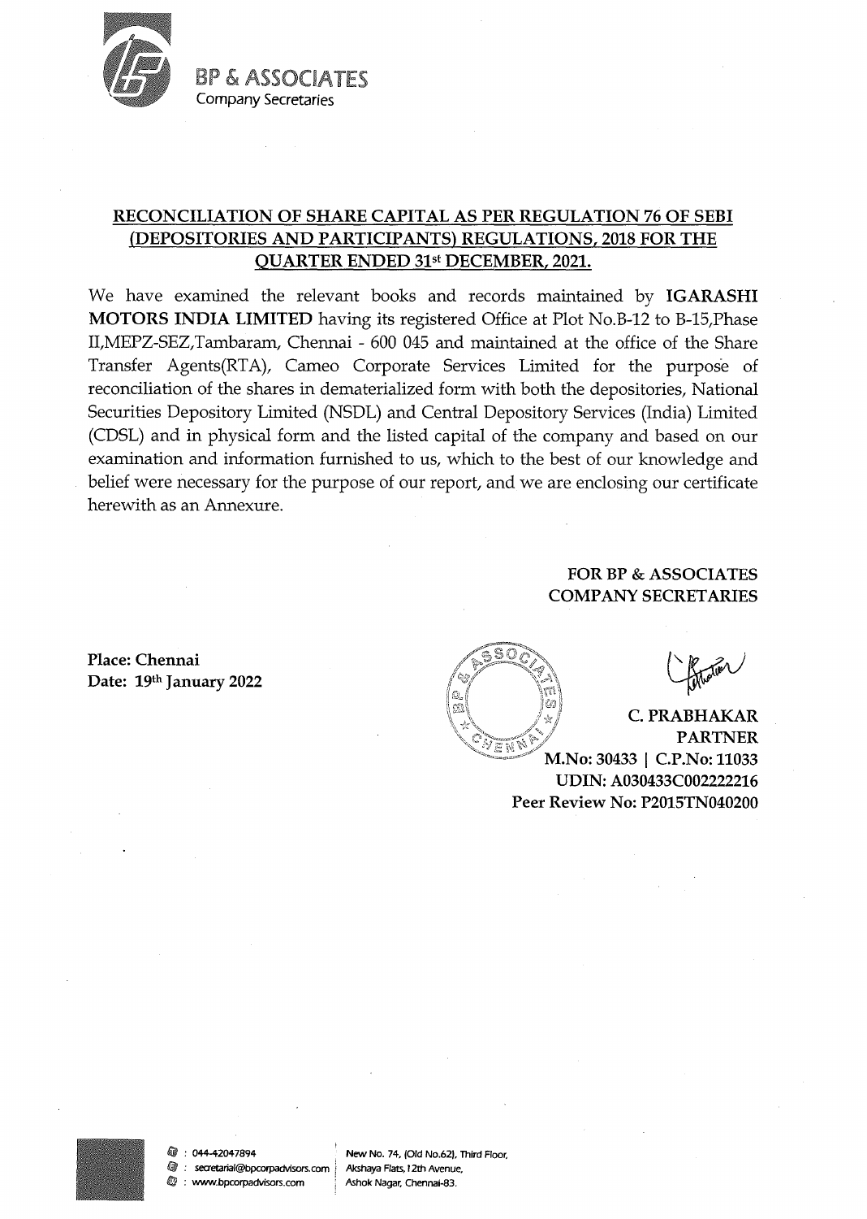BP & ASSOCIATES
Company Secretaries

## RECONCILIATION OF SHARE CAPITAL AS PER REGULATION 76 OF SEBI (DEPOSITORIES AND PARTICIPANTS) REGULATIONS, 2018 FOR THE QUARTER ENDED 31st DECEMBER, 2021.

We have examined the relevant books and records maintained by **IGARASHI MOTORS INDIA LIMITED** having its registered Office at Plot No.B-12 to B-15,Phase II,MEPZ-SEZ,Tambaram, Chennai - 600 045 and maintained at the office of the Share Transfer Agents(RTA), Cameo Corporate Services Limited for the purpose of reconciliation of the shares in dematerialized form with both the depositories, National Securities Depository Limited (NSDL) and Central Depository Services (India) Limited (CDSL) and in physical form and the listed capital of the company and based on our examination and information furnished to us, which to the best of our knowledge and belief were necessary for the purpose of our report, and we are enclosing our certificate herewith as an Annexure.

**FOR BP & ASSOCIATES**
**COMPANY SECRETARIES**

**Place: Chennai**
**Date: 19th January 2022**

**C. PRABHAKAR**
**PARTNER**
**M.No: 30433 | C.P.No: 11033**
**UDIN: A030433C002222216**
**Peer Review No: P2015TN040200**

044-42047894
secretarial@bpcorpadvisors.com
www.bpcorpadvisors.com

New No. 74, (Old No.62), Third Floor, Akshaya Flats, 12th Avenue, Ashok Nagar, Chennai-83.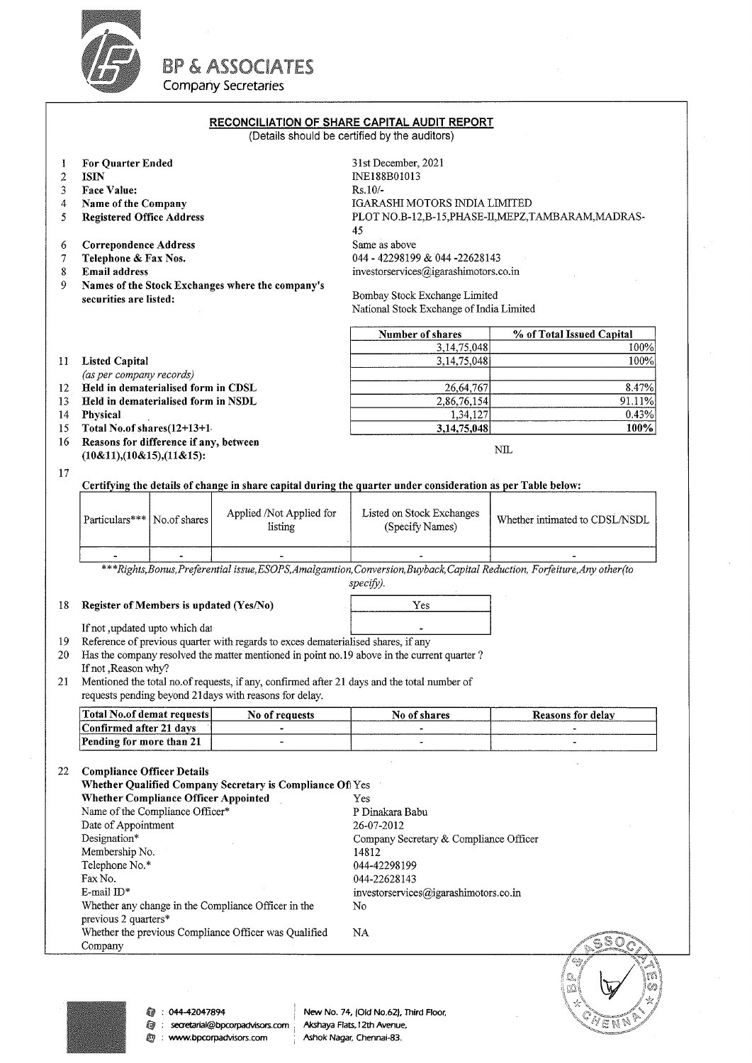BP & ASSOCIATES
Company Secretaries

## RECONCILIATION OF SHARE CAPITAL AUDIT REPORT

(Details should be certified by the auditors)

| | | |
|---|---|---|
| 1 | **For Quarter Ended** | 31st December, 2021 |
| 2 | **ISIN** | INE188B01013 |
| 3 | **Face Value:** | Rs.10/- |
| 4 | **Name of the Company** | IGARASHI MOTORS INDIA LIMITED |
| 5 | **Registered Office Address** | PLOT NO.B-12,B-15,PHASE-II,MEPZ,TAMBARAM,MADRAS-45 |
| 6 | **Correspondence Address** | Same as above |
| 7 | **Telephone & Fax Nos.** | 044 - 42298199 & 044 -22628143 |
| 8 | **Email address** | investorservices@igarashimotors.co.in |
| 9 | **Names of the Stock Exchanges where the company's securities are listed:** | Bombay Stock Exchange Limited<br>National Stock Exchange of India Limited |

| | | Number of shares | % of Total Issued Capital |
|---|---|---|---|
| | | 3,14,75,048 | 100% |
| 11 | **Listed Capital** (as per company records) | 3,14,75,048 | 100% |
| 12 | **Held in dematerialised form in CDSL** | 26,64,767 | 8.47% |
| 13 | **Held in dematerialised form in NSDL** | 2,86,76,154 | 91.11% |
| 14 | **Physical** | 1,34,127 | 0.43% |
| 15 | **Total No.of shares(12+13+1** | **3,14,75,048** | **100%** |

16 **Reasons for difference if any, between (10&11),(10&15),(11&15):** NIL

17 **Certifying the details of change in share capital during the quarter under consideration as per Table below:**

| Particulars*** | No.of shares | Applied /Not Applied for listing | Listed on Stock Exchanges (Specify Names) | Whether intimated to CDSL/NSDL |
|---|---|---|---|---|
| - | - | - | - | - |

****Rights,Bonus,Preferential issue,ESOPS,Amalgamtion,Conversion,Buyback,Capital Reduction, Forfeiture,Any other(to specify).*

18 **Register of Members is updated (Yes/No)** — Yes

If not ,updated upto which dat — -

19 Reference of previous quarter with regards to exces dematerialised shares, if any

20 Has the company resolved the matter mentioned in point no.19 above in the current quarter ? If not ,Reason why?

21 Mentioned the total no.of requests, if any, confirmed after 21 days and the total number of requests pending beyond 21days with reasons for delay.

| Total No.of demat requests | No of requests | No of shares | Reasons for delay |
|---|---|---|---|
| Confirmed after 21 days | - | - | - |
| Pending for more than 21 | - | - | - |

22 **Compliance Officer Details**

| | |
|---|---|
| **Whether Qualified Company Secretary is Compliance Of** | Yes |
| **Whether Compliance Officer Appointed** | Yes |
| Name of the Compliance Officer* | P Dinakara Babu |
| Date of Appointment | 26-07-2012 |
| Designation* | Company Secretary & Compliance Officer |
| Membership No. | 14812 |
| Telephone No.* | 044-42298199 |
| Fax No. | 044-22628143 |
| E-mail ID* | investorservices@igarashimotors.co.in |
| Whether any change in the Compliance Officer in the previous 2 quarters* | No |
| Whether the previous Compliance Officer was Qualified Company | NA |

044-42047894 | secretarial@bpcorpadvisors.com | www.bpcorpadvisors.com

New No. 74, (Old No.62), Third Floor, Akshaya Flats, 12th Avenue, Ashok Nagar, Chennai-83.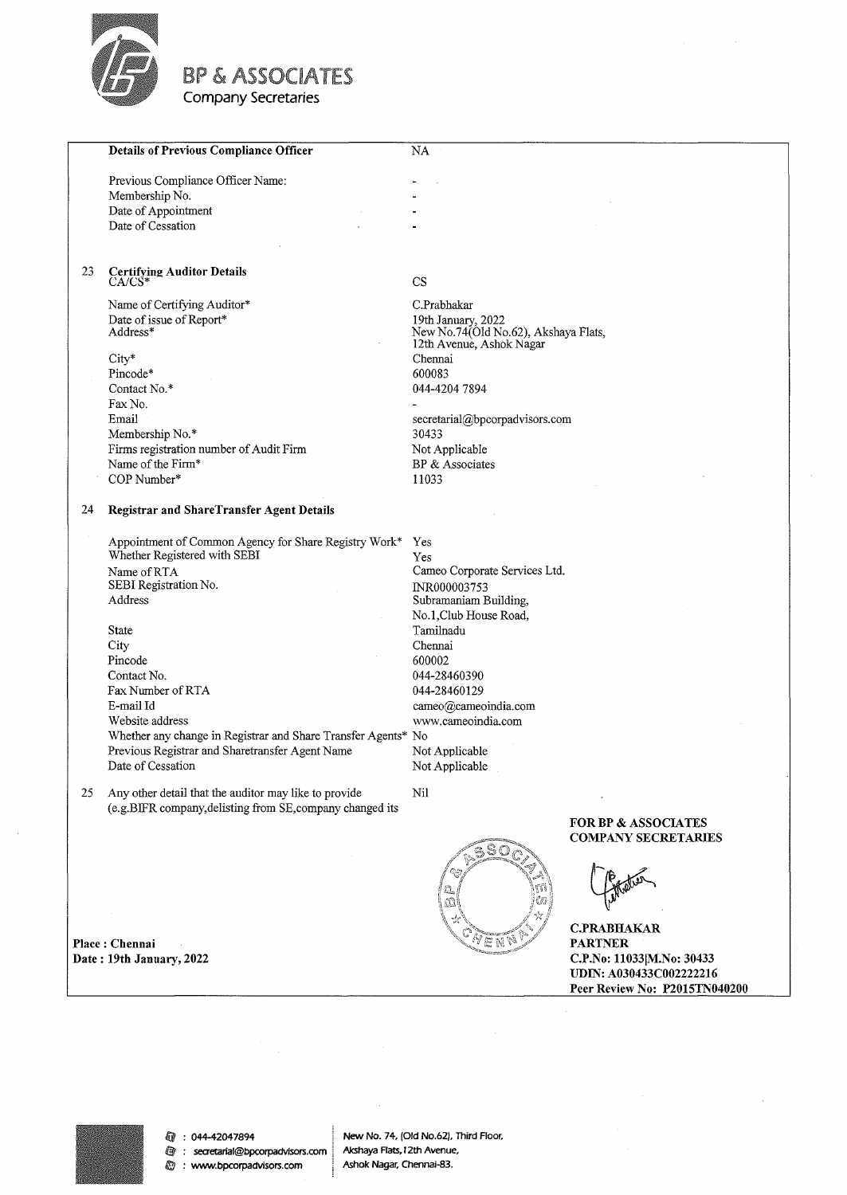BP & ASSOCIATES
Company Secretaries

| | | |
|---|---|---|
| | **Details of Previous Compliance Officer** | NA |
| | Previous Compliance Officer Name: | - |
| | Membership No. | - |
| | Date of Appointment | - |
| | Date of Cessation | - |
| 23 | **Certifying Auditor Details** | |
| | CA/CS* | CS |
| | Name of Certifying Auditor* | C.Prabhakar |
| | Date of issue of Report* | 19th January, 2022 |
| | Address* | New No.74(Old No.62), Akshaya Flats, 12th Avenue, Ashok Nagar |
| | City* | Chennai |
| | Pincode* | 600083 |
| | Contact No.* | 044-4204 7894 |
| | Fax No. | - |
| | Email | secretarial@bpcorpadvisors.com |
| | Membership No.* | 30433 |
| | Firms registration number of Audit Firm | Not Applicable |
| | Name of the Firm* | BP & Associates |
| | COP Number* | 11033 |
| 24 | **Registrar and ShareTransfer Agent Details** | |
| | Appointment of Common Agency for Share Registry Work* | Yes |
| | Whether Registered with SEBI | Yes |
| | Name of RTA | Cameo Corporate Services Ltd. |
| | SEBI Registration No. | INR000003753 |
| | Address | Subramaniam Building, No.1,Club House Road, |
| | State | Tamilnadu |
| | City | Chennai |
| | Pincode | 600002 |
| | Contact No. | 044-28460390 |
| | Fax Number of RTA | 044-28460129 |
| | E-mail Id | cameo@cameoindia.com |
| | Website address | www.cameoindia.com |
| | Whether any change in Registrar and Share Transfer Agents* | No |
| | Previous Registrar and Sharetransfer Agent Name | Not Applicable |
| | Date of Cessation | Not Applicable |
| 25 | Any other detail that the auditor may like to provide (e.g.BIFR company,delisting from SE,company changed its | Nil |

**FOR BP & ASSOCIATES**
**COMPANY SECRETARIES**

**Place : Chennai**
**Date : 19th January, 2022**

**C.PRABHAKAR**
**PARTNER**
**C.P.No: 11033|M.No: 30433**
**UDIN: A030433C002222216**
**Peer Review No: P2015TN040200**

: 044-42047894
: secretarial@bpcorpadvisors.com
: www.bpcorpadvisors.com

New No. 74, (Old No.62), Third Floor,
Akshaya Flats, 12th Avenue,
Ashok Nagar, Chennai-83.